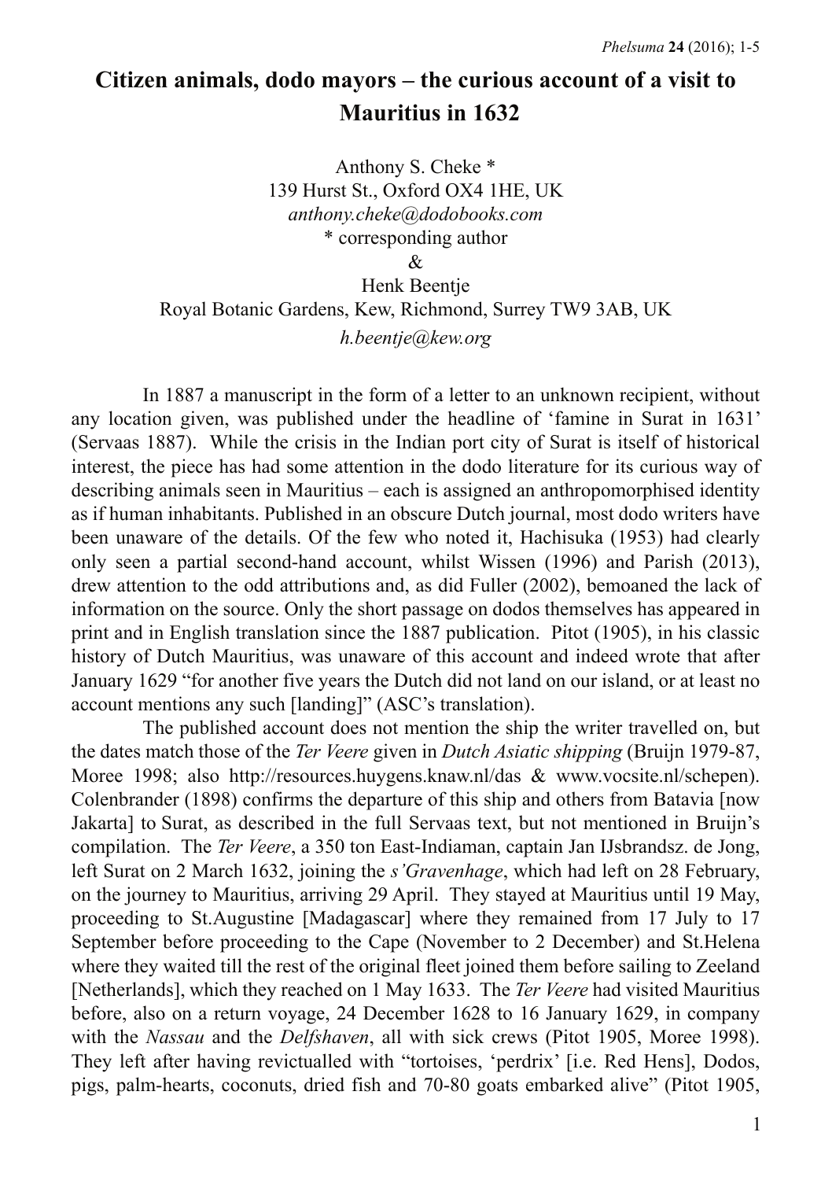# Citizen animals, dodo mayors – the curious account of a visit to Mauritius in 1632

Anthony S. Cheke *
139 Hurst St., Oxford OX4 1HE, UK
*anthony.cheke@dodobooks.com*
* corresponding author
&
Henk Beentje
Royal Botanic Gardens, Kew, Richmond, Surrey TW9 3AB, UK
*h.beentje@kew.org*

In 1887 a manuscript in the form of a letter to an unknown recipient, without any location given, was published under the headline of 'famine in Surat in 1631' (Servaas 1887). While the crisis in the Indian port city of Surat is itself of historical interest, the piece has had some attention in the dodo literature for its curious way of describing animals seen in Mauritius – each is assigned an anthropomorphised identity as if human inhabitants. Published in an obscure Dutch journal, most dodo writers have been unaware of the details. Of the few who noted it, Hachisuka (1953) had clearly only seen a partial second-hand account, whilst Wissen (1996) and Parish (2013), drew attention to the odd attributions and, as did Fuller (2002), bemoaned the lack of information on the source. Only the short passage on dodos themselves has appeared in print and in English translation since the 1887 publication. Pitot (1905), in his classic history of Dutch Mauritius, was unaware of this account and indeed wrote that after January 1629 "for another five years the Dutch did not land on our island, or at least no account mentions any such [landing]" (ASC's translation).

The published account does not mention the ship the writer travelled on, but the dates match those of the *Ter Veere* given in *Dutch Asiatic shipping* (Bruijn 1979-87, Moree 1998; also http://resources.huygens.knaw.nl/das & www.vocsite.nl/schepen). Colenbrander (1898) confirms the departure of this ship and others from Batavia [now Jakarta] to Surat, as described in the full Servaas text, but not mentioned in Bruijn's compilation. The *Ter Veere*, a 350 ton East-Indiaman, captain Jan IJsbrandsz. de Jong, left Surat on 2 March 1632, joining the *s'Gravenhage*, which had left on 28 February, on the journey to Mauritius, arriving 29 April. They stayed at Mauritius until 19 May, proceeding to St.Augustine [Madagascar] where they remained from 17 July to 17 September before proceeding to the Cape (November to 2 December) and St.Helena where they waited till the rest of the original fleet joined them before sailing to Zeeland [Netherlands], which they reached on 1 May 1633. The *Ter Veere* had visited Mauritius before, also on a return voyage, 24 December 1628 to 16 January 1629, in company with the *Nassau* and the *Delfshaven*, all with sick crews (Pitot 1905, Moree 1998). They left after having revictualled with "tortoises, 'perdrix' [i.e. Red Hens], Dodos, pigs, palm-hearts, coconuts, dried fish and 70-80 goats embarked alive" (Pitot 1905,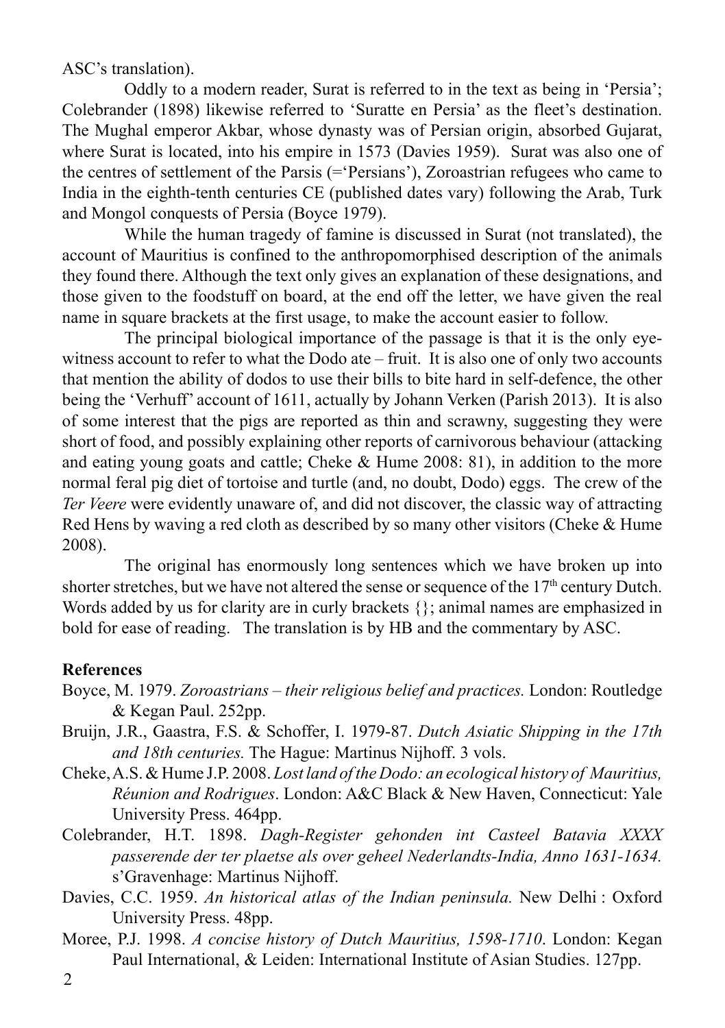ASC's translation).

Oddly to a modern reader, Surat is referred to in the text as being in 'Persia'; Colebrander (1898) likewise referred to 'Suratte en Persia' as the fleet's destination. The Mughal emperor Akbar, whose dynasty was of Persian origin, absorbed Gujarat, where Surat is located, into his empire in 1573 (Davies 1959). Surat was also one of the centres of settlement of the Parsis (='Persians'), Zoroastrian refugees who came to India in the eighth-tenth centuries CE (published dates vary) following the Arab, Turk and Mongol conquests of Persia (Boyce 1979).

While the human tragedy of famine is discussed in Surat (not translated), the account of Mauritius is confined to the anthropomorphised description of the animals they found there. Although the text only gives an explanation of these designations, and those given to the foodstuff on board, at the end off the letter, we have given the real name in square brackets at the first usage, to make the account easier to follow.

The principal biological importance of the passage is that it is the only eye-witness account to refer to what the Dodo ate – fruit. It is also one of only two accounts that mention the ability of dodos to use their bills to bite hard in self-defence, the other being the 'Verhuff' account of 1611, actually by Johann Verken (Parish 2013). It is also of some interest that the pigs are reported as thin and scrawny, suggesting they were short of food, and possibly explaining other reports of carnivorous behaviour (attacking and eating young goats and cattle; Cheke & Hume 2008: 81), in addition to the more normal feral pig diet of tortoise and turtle (and, no doubt, Dodo) eggs. The crew of the *Ter Veere* were evidently unaware of, and did not discover, the classic way of attracting Red Hens by waving a red cloth as described by so many other visitors (Cheke & Hume 2008).

The original has enormously long sentences which we have broken up into shorter stretches, but we have not altered the sense or sequence of the 17th century Dutch. Words added by us for clarity are in curly brackets {}; animal names are emphasized in bold for ease of reading. The translation is by HB and the commentary by ASC.

**References**

Boyce, M. 1979. *Zoroastrians – their religious belief and practices.* London: Routledge & Kegan Paul. 252pp.

Bruijn, J.R., Gaastra, F.S. & Schoffer, I. 1979-87. *Dutch Asiatic Shipping in the 17th and 18th centuries.* The Hague: Martinus Nijhoff. 3 vols.

Cheke, A.S. & Hume J.P. 2008. *Lost land of the Dodo: an ecological history of Mauritius, Réunion and Rodrigues*. London: A&C Black & New Haven, Connecticut: Yale University Press. 464pp.

Colebrander, H.T. 1898. *Dagh-Register gehonden int Casteel Batavia XXXX passerende der ter plaetse als over geheel Nederlandts-India, Anno 1631-1634.* s'Gravenhage: Martinus Nijhoff.

Davies, C.C. 1959. *An historical atlas of the Indian peninsula.* New Delhi : Oxford University Press. 48pp.

Moree, P.J. 1998. *A concise history of Dutch Mauritius, 1598-1710*. London: Kegan Paul International, & Leiden: International Institute of Asian Studies. 127pp.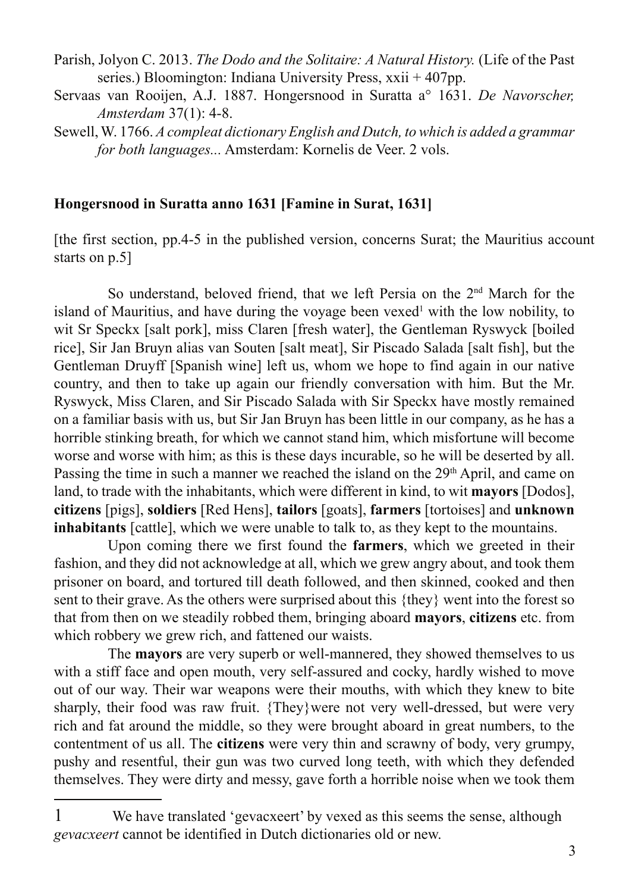Parish, Jolyon C. 2013. *The Dodo and the Solitaire: A Natural History.* (Life of the Past series.) Bloomington: Indiana University Press, xxii + 407pp.

Servaas van Rooijen, A.J. 1887. Hongersnood in Suratta a° 1631. *De Navorscher, Amsterdam* 37(1): 4-8.

Sewell, W. 1766. *A compleat dictionary English and Dutch, to which is added a grammar for both languages...* Amsterdam: Kornelis de Veer. 2 vols.

**Hongersnood in Suratta anno 1631 [Famine in Surat, 1631]**

[the first section, pp.4-5 in the published version, concerns Surat; the Mauritius account starts on p.5]

So understand, beloved friend, that we left Persia on the 2nd March for the island of Mauritius, and have during the voyage been vexed[1] with the low nobility, to wit Sr Speckx [salt pork], miss Claren [fresh water], the Gentleman Ryswyck [boiled rice], Sir Jan Bruyn alias van Souten [salt meat], Sir Piscado Salada [salt fish], but the Gentleman Druyff [Spanish wine] left us, whom we hope to find again in our native country, and then to take up again our friendly conversation with him. But the Mr. Ryswyck, Miss Claren, and Sir Piscado Salada with Sir Speckx have mostly remained on a familiar basis with us, but Sir Jan Bruyn has been little in our company, as he has a horrible stinking breath, for which we cannot stand him, which misfortune will become worse and worse with him; as this is these days incurable, so he will be deserted by all. Passing the time in such a manner we reached the island on the 29th April, and came on land, to trade with the inhabitants, which were different in kind, to wit **mayors** [Dodos], **citizens** [pigs], **soldiers** [Red Hens], **tailors** [goats], **farmers** [tortoises] and **unknown inhabitants** [cattle], which we were unable to talk to, as they kept to the mountains.

Upon coming there we first found the **farmers**, which we greeted in their fashion, and they did not acknowledge at all, which we grew angry about, and took them prisoner on board, and tortured till death followed, and then skinned, cooked and then sent to their grave. As the others were surprised about this {they} went into the forest so that from then on we steadily robbed them, bringing aboard **mayors**, **citizens** etc. from which robbery we grew rich, and fattened our waists.

The **mayors** are very superb or well-mannered, they showed themselves to us with a stiff face and open mouth, very self-assured and cocky, hardly wished to move out of our way. Their war weapons were their mouths, with which they knew to bite sharply, their food was raw fruit. {They}were not very well-dressed, but were very rich and fat around the middle, so they were brought aboard in great numbers, to the contentment of us all. The **citizens** were very thin and scrawny of body, very grumpy, pushy and resentful, their gun was two curved long teeth, with which they defended themselves. They were dirty and messy, gave forth a horrible noise when we took them

[1] We have translated 'gevacxeert' by vexed as this seems the sense, although *gevacxeert* cannot be identified in Dutch dictionaries old or new.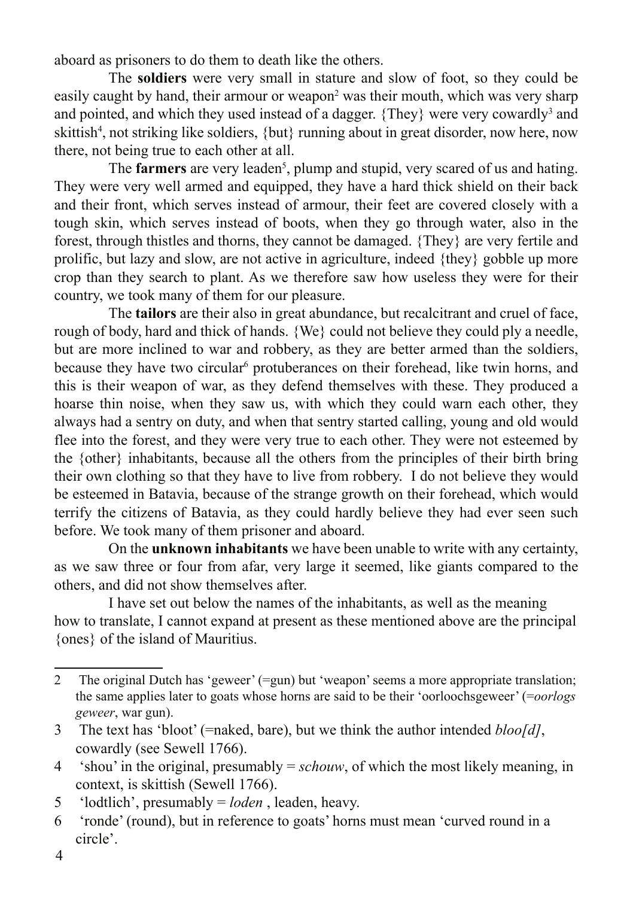aboard as prisoners to do them to death like the others.

The **soldiers** were very small in stature and slow of foot, so they could be easily caught by hand, their armour or weapon[2] was their mouth, which was very sharp and pointed, and which they used instead of a dagger. {They} were very cowardly[3] and skittish[4], not striking like soldiers, {but} running about in great disorder, now here, now there, not being true to each other at all.

The **farmers** are very leaden[5], plump and stupid, very scared of us and hating. They were very well armed and equipped, they have a hard thick shield on their back and their front, which serves instead of armour, their feet are covered closely with a tough skin, which serves instead of boots, when they go through water, also in the forest, through thistles and thorns, they cannot be damaged. {They} are very fertile and prolific, but lazy and slow, are not active in agriculture, indeed {they} gobble up more crop than they search to plant. As we therefore saw how useless they were for their country, we took many of them for our pleasure.

The **tailors** are their also in great abundance, but recalcitrant and cruel of face, rough of body, hard and thick of hands. {We} could not believe they could ply a needle, but are more inclined to war and robbery, as they are better armed than the soldiers, because they have two circular[6] protuberances on their forehead, like twin horns, and this is their weapon of war, as they defend themselves with these. They produced a hoarse thin noise, when they saw us, with which they could warn each other, they always had a sentry on duty, and when that sentry started calling, young and old would flee into the forest, and they were very true to each other. They were not esteemed by the {other} inhabitants, because all the others from the principles of their birth bring their own clothing so that they have to live from robbery. I do not believe they would be esteemed in Batavia, because of the strange growth on their forehead, which would terrify the citizens of Batavia, as they could hardly believe they had ever seen such before. We took many of them prisoner and aboard.

On the **unknown inhabitants** we have been unable to write with any certainty, as we saw three or four from afar, very large it seemed, like giants compared to the others, and did not show themselves after.

I have set out below the names of the inhabitants, as well as the meaning how to translate, I cannot expand at present as these mentioned above are the principal {ones} of the island of Mauritius.

---

2 The original Dutch has 'geweer' (=gun) but 'weapon' seems a more appropriate translation; the same applies later to goats whose horns are said to be their 'oorloochsgeweer' (=*oorlogs geweer*, war gun).

3 The text has 'bloot' (=naked, bare), but we think the author intended *bloo[d]*, cowardly (see Sewell 1766).

4 'shou' in the original, presumably = *schouw*, of which the most likely meaning, in context, is skittish (Sewell 1766).

5 'lodtlich', presumably = *loden* , leaden, heavy.

6 'ronde' (round), but in reference to goats' horns must mean 'curved round in a circle'.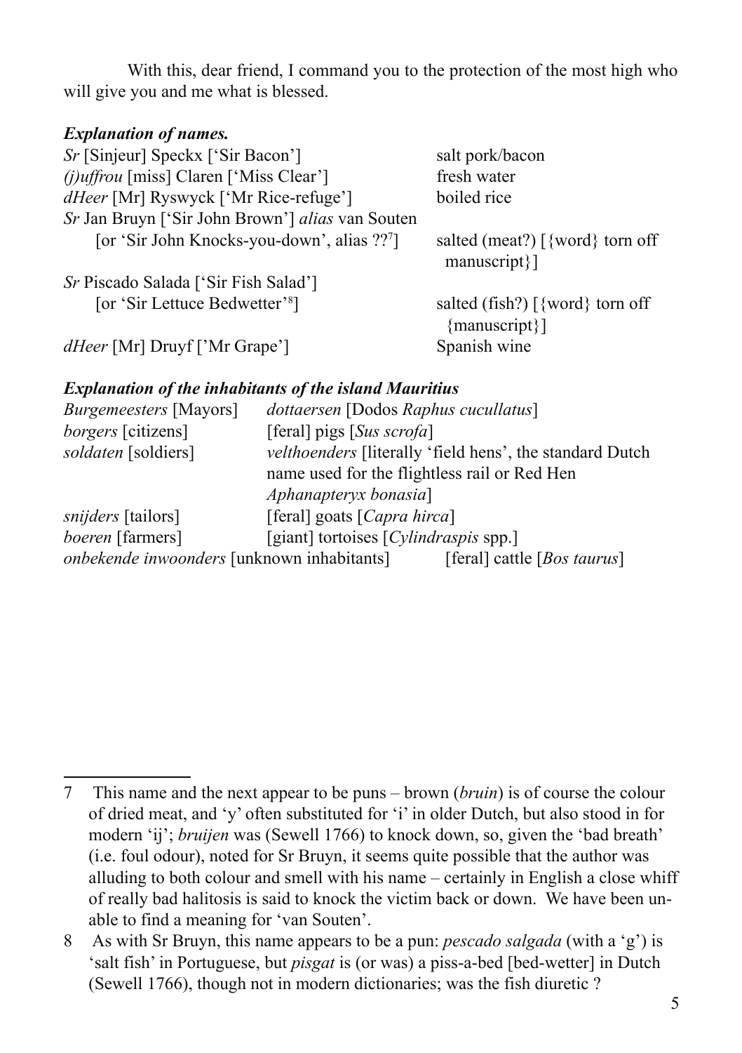With this, dear friend, I command you to the protection of the most high who will give you and me what is blessed.

***Explanation of names.***

| | |
|---|---|
| *Sr* [Sinjeur] Speckx ['Sir Bacon'] | salt pork/bacon |
| *(j)uffrou* [miss] Claren ['Miss Clear'] | fresh water |
| *dHeer* [Mr] Ryswyck ['Mr Rice-refuge'] | boiled rice |
| *Sr* Jan Bruyn ['Sir John Brown'] *alias* van Souten [or 'Sir John Knocks-you-down', alias ??[7]] | salted (meat?) [{word} torn off manuscript}] |
| *Sr* Piscado Salada ['Sir Fish Salad'] [or 'Sir Lettuce Bedwetter'[8]] | salted (fish?) [{word} torn off {manuscript}] |
| *dHeer* [Mr] Druyf ['Mr Grape'] | Spanish wine |

***Explanation of the inhabitants of the island Mauritius***

| | |
|---|---|
| *Burgemeesters* [Mayors] | *dottaersen* [Dodos *Raphus cucullatus*] |
| *borgers* [citizens] | [feral] pigs [*Sus scrofa*] |
| *soldaten* [soldiers] | *velthoenders* [literally 'field hens', the standard Dutch name used for the flightless rail or Red Hen *Aphanapteryx bonasia*] |
| *snijders* [tailors] | [feral] goats [*Capra hirca*] |
| *boeren* [farmers] | [giant] tortoises [*Cylindraspis* spp.] |
| *onbekende inwoonders* [unknown inhabitants] | [feral] cattle [*Bos taurus*] |

---

7 This name and the next appear to be puns – brown (*bruin*) is of course the colour of dried meat, and 'y' often substituted for 'i' in older Dutch, but also stood in for modern 'ij'; *bruijen* was (Sewell 1766) to knock down, so, given the 'bad breath' (i.e. foul odour), noted for Sr Bruyn, it seems quite possible that the author was alluding to both colour and smell with his name – certainly in English a close whiff of really bad halitosis is said to knock the victim back or down. We have been unable to find a meaning for 'van Souten'.

8 As with Sr Bruyn, this name appears to be a pun: *pescado salgada* (with a 'g') is 'salt fish' in Portuguese, but *pisgat* is (or was) a piss-a-bed [bed-wetter] in Dutch (Sewell 1766), though not in modern dictionaries; was the fish diuretic ?